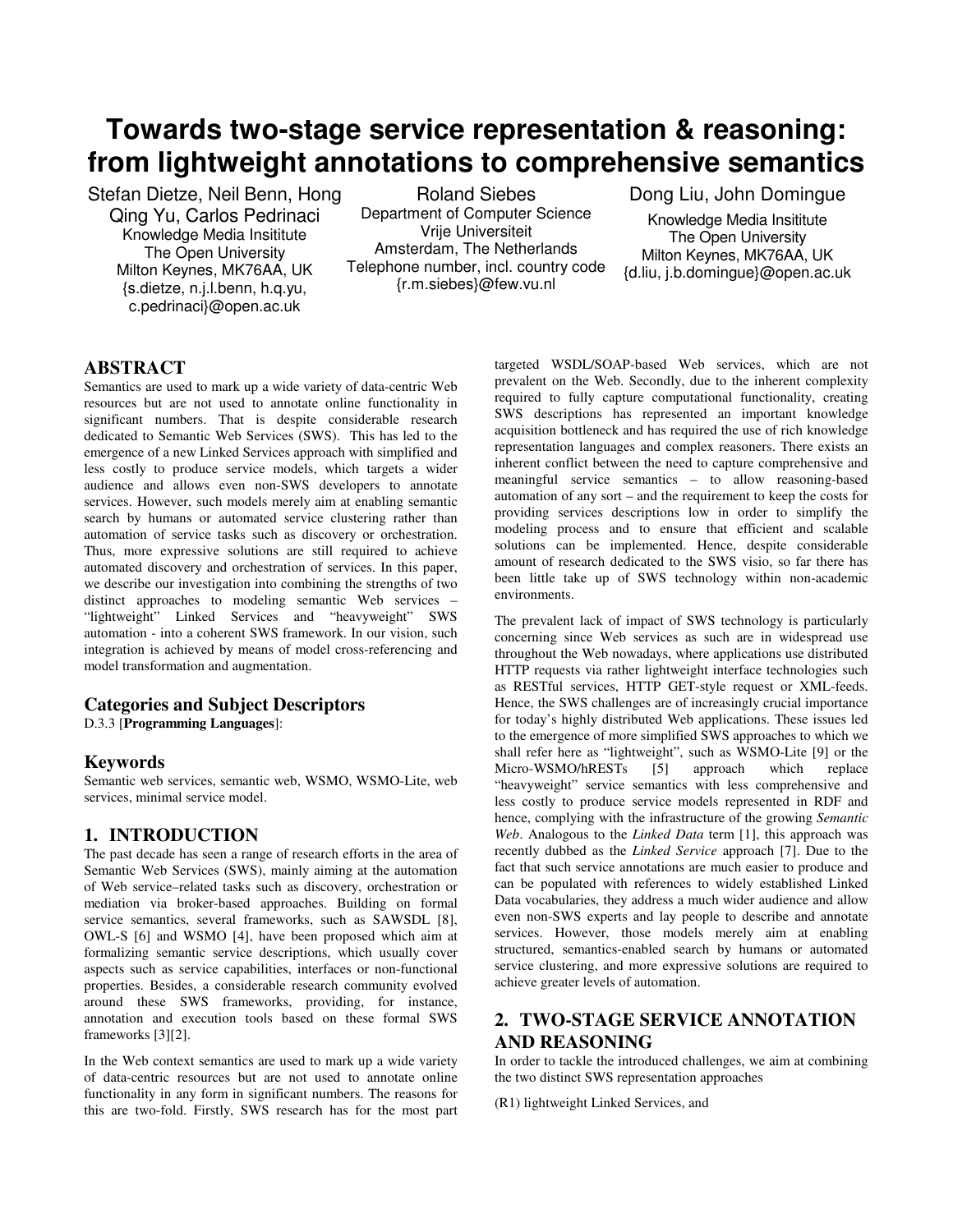# Towards two-stage service representation & reasoning: from lightweight annotations to comprehensive semantics

Stefan Dietze, Neil Benn, Hong Qing Yu, Carlos Pedrinaci
Knowledge Media Insititute
The Open University
Milton Keynes, MK76AA, UK
{s.dietze, n.j.l.benn, h.q.yu, c.pedrinaci}@open.ac.uk

Roland Siebes
Department of Computer Science
Vrije Universiteit
Amsterdam, The Netherlands
Telephone number, incl. country code
{r.m.siebes}@few.vu.nl

Dong Liu, John Domingue
Knowledge Media Insititute
The Open University
Milton Keynes, MK76AA, UK
{d.liu, j.b.domingue}@open.ac.uk

## ABSTRACT

Semantics are used to mark up a wide variety of data-centric Web resources but are not used to annotate online functionality in significant numbers. That is despite considerable research dedicated to Semantic Web Services (SWS). This has led to the emergence of a new Linked Services approach with simplified and less costly to produce service models, which targets a wider audience and allows even non-SWS developers to annotate services. However, such models merely aim at enabling semantic search by humans or automated service clustering rather than automation of service tasks such as discovery or orchestration. Thus, more expressive solutions are still required to achieve automated discovery and orchestration of services. In this paper, we describe our investigation into combining the strengths of two distinct approaches to modeling semantic Web services – "lightweight" Linked Services and "heavyweight" SWS automation - into a coherent SWS framework. In our vision, such integration is achieved by means of model cross-referencing and model transformation and augmentation.

### Categories and Subject Descriptors

D.3.3 [**Programming Languages**]:

### Keywords

Semantic web services, semantic web, WSMO, WSMO-Lite, web services, minimal service model.

## 1. INTRODUCTION

The past decade has seen a range of research efforts in the area of Semantic Web Services (SWS), mainly aiming at the automation of Web service–related tasks such as discovery, orchestration or mediation via broker-based approaches. Building on formal service semantics, several frameworks, such as SAWSDL [8], OWL-S [6] and WSMO [4], have been proposed which aim at formalizing semantic service descriptions, which usually cover aspects such as service capabilities, interfaces or non-functional properties. Besides, a considerable research community evolved around these SWS frameworks, providing, for instance, annotation and execution tools based on these formal SWS frameworks [3][2].

In the Web context semantics are used to mark up a wide variety of data-centric resources but are not used to annotate online functionality in any form in significant numbers. The reasons for this are two-fold. Firstly, SWS research has for the most part targeted WSDL/SOAP-based Web services, which are not prevalent on the Web. Secondly, due to the inherent complexity required to fully capture computational functionality, creating SWS descriptions has represented an important knowledge acquisition bottleneck and has required the use of rich knowledge representation languages and complex reasoners. There exists an inherent conflict between the need to capture comprehensive and meaningful service semantics – to allow reasoning-based automation of any sort – and the requirement to keep the costs for providing services descriptions low in order to simplify the modeling process and to ensure that efficient and scalable solutions can be implemented. Hence, despite considerable amount of research dedicated to the SWS visio, so far there has been little take up of SWS technology within non-academic environments.

The prevalent lack of impact of SWS technology is particularly concerning since Web services as such are in widespread use throughout the Web nowadays, where applications use distributed HTTP requests via rather lightweight interface technologies such as RESTful services, HTTP GET-style request or XML-feeds. Hence, the SWS challenges are of increasingly crucial importance for today's highly distributed Web applications. These issues led to the emergence of more simplified SWS approaches to which we shall refer here as "lightweight", such as WSMO-Lite [9] or the Micro-WSMO/hRESTs [5] approach which replace "heavyweight" service semantics with less comprehensive and less costly to produce service models represented in RDF and hence, complying with the infrastructure of the growing *Semantic Web*. Analogous to the *Linked Data* term [1], this approach was recently dubbed as the *Linked Service* approach [7]. Due to the fact that such service annotations are much easier to produce and can be populated with references to widely established Linked Data vocabularies, they address a much wider audience and allow even non-SWS experts and lay people to describe and annotate services. However, those models merely aim at enabling structured, semantics-enabled search by humans or automated service clustering, and more expressive solutions are required to achieve greater levels of automation.

## 2. TWO-STAGE SERVICE ANNOTATION AND REASONING

In order to tackle the introduced challenges, we aim at combining the two distinct SWS representation approaches

(R1) lightweight Linked Services, and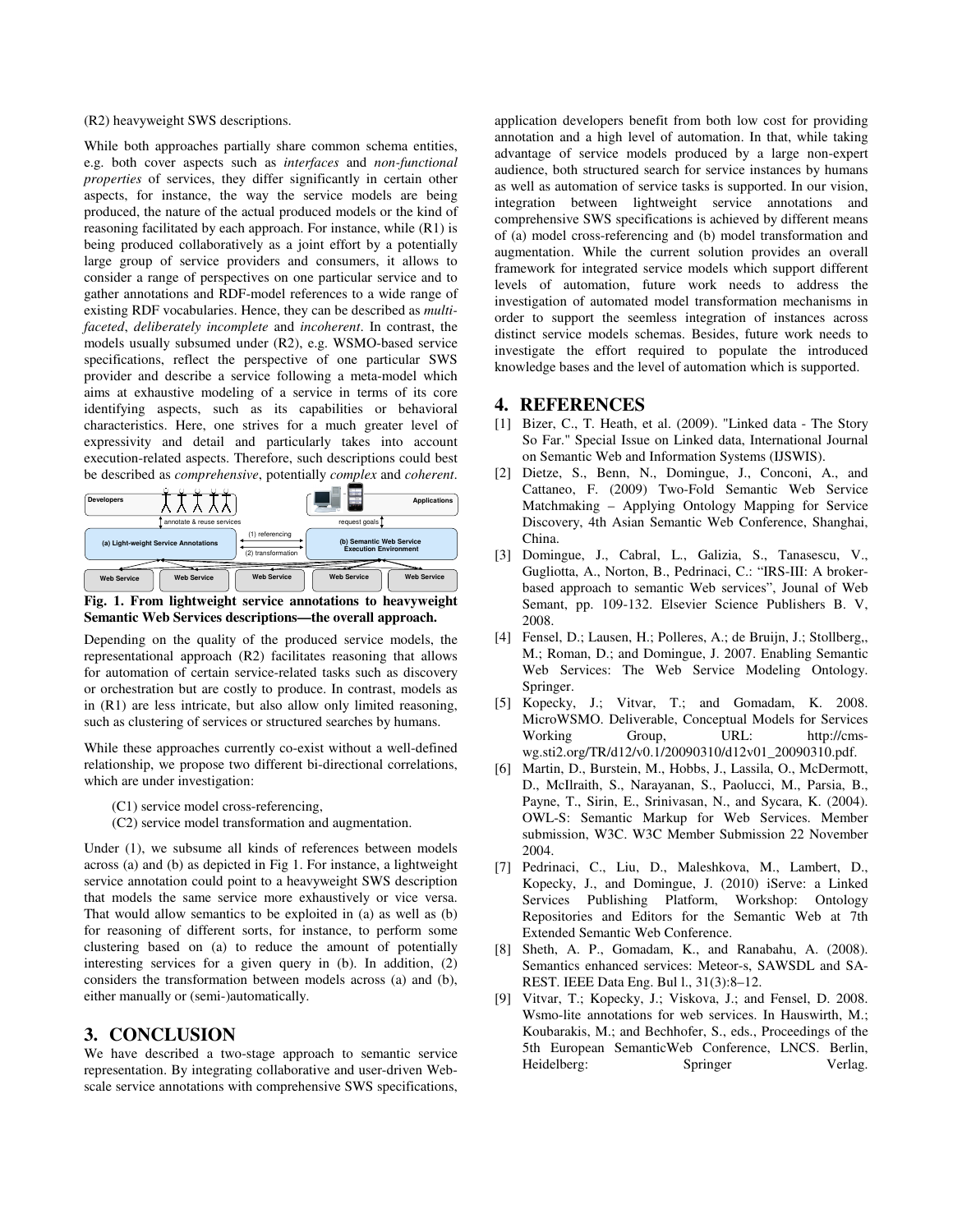(R2) heavyweight SWS descriptions.

While both approaches partially share common schema entities, e.g. both cover aspects such as *interfaces* and *non-functional properties* of services, they differ significantly in certain other aspects, for instance, the way the service models are being produced, the nature of the actual produced models or the kind of reasoning facilitated by each approach. For instance, while (R1) is being produced collaboratively as a joint effort by a potentially large group of service providers and consumers, it allows to consider a range of perspectives on one particular service and to gather annotations and RDF-model references to a wide range of existing RDF vocabularies. Hence, they can be described as *multi-faceted*, *deliberately incomplete* and *incoherent*. In contrast, the models usually subsumed under (R2), e.g. WSMO-based service specifications, reflect the perspective of one particular SWS provider and describe a service following a meta-model which aims at exhaustive modeling of a service in terms of its core identifying aspects, such as its capabilities or behavioral characteristics. Here, one strives for a much greater level of expressivity and detail and particularly takes into account execution-related aspects. Therefore, such descriptions could best be described as *comprehensive*, potentially *complex* and *coherent*.

Developers

annotate & reuse services

(a) Light-weight Service Annotations

(1) referencing

(2) transformation

Applications

request goals

(b) Semantic Web Service Execution Environment

Web Service

Web Service

Web Service

Web Service

Web Service

**Fig. 1. From lightweight service annotations to heavyweight Semantic Web Services descriptions—the overall approach.**

Depending on the quality of the produced service models, the representational approach (R2) facilitates reasoning that allows for automation of certain service-related tasks such as discovery or orchestration but are costly to produce. In contrast, models as in (R1) are less intricate, but also allow only limited reasoning, such as clustering of services or structured searches by humans.

While these approaches currently co-exist without a well-defined relationship, we propose two different bi-directional correlations, which are under investigation:

(C1) service model cross-referencing,

(C2) service model transformation and augmentation.

Under (1), we subsume all kinds of references between models across (a) and (b) as depicted in Fig 1. For instance, a lightweight service annotation could point to a heavyweight SWS description that models the same service more exhaustively or vice versa. That would allow semantics to be exploited in (a) as well as (b) for reasoning of different sorts, for instance, to perform some clustering based on (a) to reduce the amount of potentially interesting services for a given query in (b). In addition, (2) considers the transformation between models across (a) and (b), either manually or (semi-)automatically.

## 3. CONCLUSION

We have described a two-stage approach to semantic service representation. By integrating collaborative and user-driven Web-scale service annotations with comprehensive SWS specifications, application developers benefit from both low cost for providing annotation and a high level of automation. In that, while taking advantage of service models produced by a large non-expert audience, both structured search for service instances by humans as well as automation of service tasks is supported. In our vision, integration between lightweight service annotations and comprehensive SWS specifications is achieved by different means of (a) model cross-referencing and (b) model transformation and augmentation. While the current solution provides an overall framework for integrated service models which support different levels of automation, future work needs to address the investigation of automated model transformation mechanisms in order to support the seemless integration of instances across distinct service models schemas. Besides, future work needs to investigate the effort required to populate the introduced knowledge bases and the level of automation which is supported.

## 4. REFERENCES

[1] Bizer, C., T. Heath, et al. (2009). "Linked data - The Story So Far." Special Issue on Linked data, International Journal on Semantic Web and Information Systems (IJSWIS).

[2] Dietze, S., Benn, N., Domingue, J., Conconi, A., and Cattaneo, F. (2009) Two-Fold Semantic Web Service Matchmaking – Applying Ontology Mapping for Service Discovery, 4th Asian Semantic Web Conference, Shanghai, China.

[3] Domingue, J., Cabral, L., Galizia, S., Tanasescu, V., Gugliotta, A., Norton, B., Pedrinaci, C.: "IRS-III: A broker-based approach to semantic Web services", Jounal of Web Semant, pp. 109-132. Elsevier Science Publishers B. V, 2008.

[4] Fensel, D.; Lausen, H.; Polleres, A.; de Bruijn, J.; Stollberg,, M.; Roman, D.; and Domingue, J. 2007. Enabling Semantic Web Services: The Web Service Modeling Ontology. Springer.

[5] Kopecky, J.; Vitvar, T.; and Gomadam, K. 2008. MicroWSMO. Deliverable, Conceptual Models for Services Working Group, URL: http://cms-wg.sti2.org/TR/d12/v0.1/20090310/d12v01_20090310.pdf.

[6] Martin, D., Burstein, M., Hobbs, J., Lassila, O., McDermott, D., McIlraith, S., Narayanan, S., Paolucci, M., Parsia, B., Payne, T., Sirin, E., Srinivasan, N., and Sycara, K. (2004). OWL-S: Semantic Markup for Web Services. Member submission, W3C. W3C Member Submission 22 November 2004.

[7] Pedrinaci, C., Liu, D., Maleshkova, M., Lambert, D., Kopecky, J., and Domingue, J. (2010) iServe: a Linked Services Publishing Platform, Workshop: Ontology Repositories and Editors for the Semantic Web at 7th Extended Semantic Web Conference.

[8] Sheth, A. P., Gomadam, K., and Ranabahu, A. (2008). Semantics enhanced services: Meteor-s, SAWSDL and SA-REST. IEEE Data Eng. Bul l., 31(3):8–12.

[9] Vitvar, T.; Kopecky, J.; Viskova, J.; and Fensel, D. 2008. Wsmo-lite annotations for web services. In Hauswirth, M.; Koubarakis, M.; and Bechhofer, S., eds., Proceedings of the 5th European SemanticWeb Conference, LNCS. Berlin, Heidelberg: Springer Verlag.